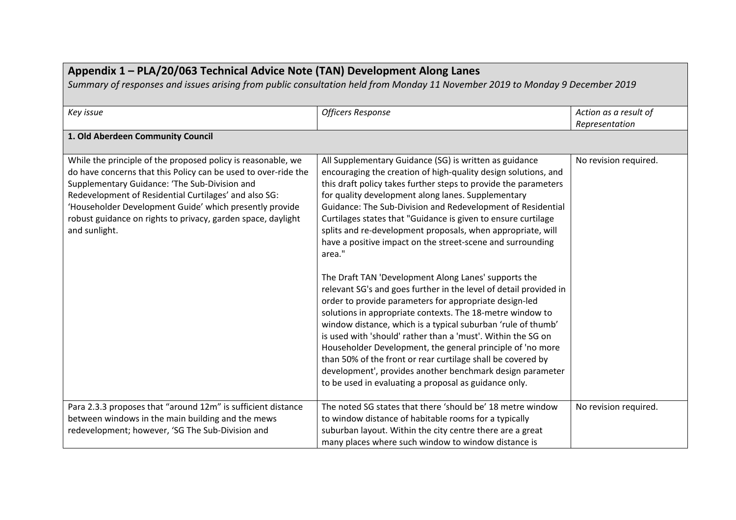## Appendix 1 – PLA/20/063 Technical Advice Note (TAN) Development Along Lanes

*Summary of responses and issues arising from public consultation held from Monday 11 November 2019 to Monday 9 December 2019*

| *Key issue* | *Officers Response* | *Action as a result of Representation* |
|---|---|---|
| **1. Old Aberdeen Community Council** | | |
| While the principle of the proposed policy is reasonable, we do have concerns that this Policy can be used to over-ride the Supplementary Guidance: 'The Sub-Division and Redevelopment of Residential Curtilages' and also SG: 'Householder Development Guide' which presently provide robust guidance on rights to privacy, garden space, daylight and sunlight. | All Supplementary Guidance (SG) is written as guidance encouraging the creation of high-quality design solutions, and this draft policy takes further steps to provide the parameters for quality development along lanes. Supplementary Guidance: The Sub-Division and Redevelopment of Residential Curtilages states that "Guidance is given to ensure curtilage splits and re-development proposals, when appropriate, will have a positive impact on the street-scene and surrounding area."<br><br>The Draft TAN 'Development Along Lanes' supports the relevant SG's and goes further in the level of detail provided in order to provide parameters for appropriate design-led solutions in appropriate contexts. The 18-metre window to window distance, which is a typical suburban 'rule of thumb' is used with 'should' rather than a 'must'. Within the SG on Householder Development, the general principle of 'no more than 50% of the front or rear curtilage shall be covered by development', provides another benchmark design parameter to be used in evaluating a proposal as guidance only. | No revision required. |
| Para 2.3.3 proposes that "around 12m" is sufficient distance between windows in the main building and the mews redevelopment; however, 'SG The Sub-Division and | The noted SG states that there 'should be' 18 metre window to window distance of habitable rooms for a typically suburban layout. Within the city centre there are a great many places where such window to window distance is | No revision required. |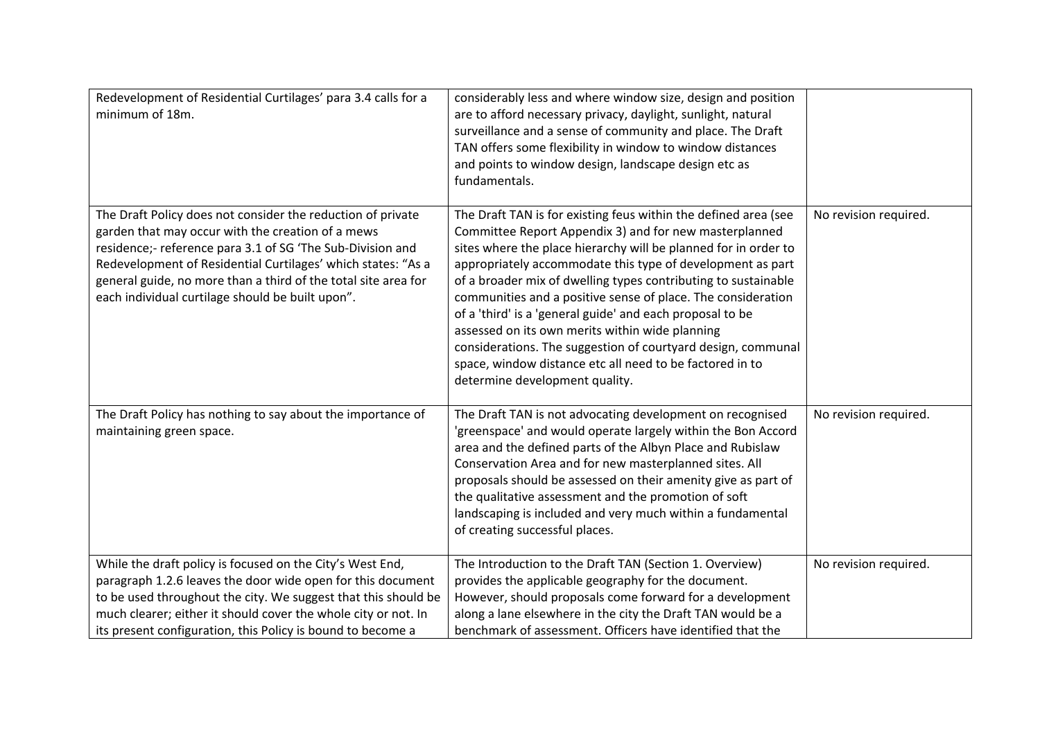| | | |
|---|---|---|
| Redevelopment of Residential Curtilages' para 3.4 calls for a minimum of 18m. | considerably less and where window size, design and position are to afford necessary privacy, daylight, sunlight, natural surveillance and a sense of community and place. The Draft TAN offers some flexibility in window to window distances and points to window design, landscape design etc as fundamentals. | |
| The Draft Policy does not consider the reduction of private garden that may occur with the creation of a mews residence;- reference para 3.1 of SG 'The Sub-Division and Redevelopment of Residential Curtilages' which states: "As a general guide, no more than a third of the total site area for each individual curtilage should be built upon". | The Draft TAN is for existing feus within the defined area (see Committee Report Appendix 3) and for new masterplanned sites where the place hierarchy will be planned for in order to appropriately accommodate this type of development as part of a broader mix of dwelling types contributing to sustainable communities and a positive sense of place. The consideration of a 'third' is a 'general guide' and each proposal to be assessed on its own merits within wide planning considerations. The suggestion of courtyard design, communal space, window distance etc all need to be factored in to determine development quality. | No revision required. |
| The Draft Policy has nothing to say about the importance of maintaining green space. | The Draft TAN is not advocating development on recognised 'greenspace' and would operate largely within the Bon Accord area and the defined parts of the Albyn Place and Rubislaw Conservation Area and for new masterplanned sites. All proposals should be assessed on their amenity give as part of the qualitative assessment and the promotion of soft landscaping is included and very much within a fundamental of creating successful places. | No revision required. |
| While the draft policy is focused on the City's West End, paragraph 1.2.6 leaves the door wide open for this document to be used throughout the city. We suggest that this should be much clearer; either it should cover the whole city or not. In its present configuration, this Policy is bound to become a | The Introduction to the Draft TAN (Section 1. Overview) provides the applicable geography for the document. However, should proposals come forward for a development along a lane elsewhere in the city the Draft TAN would be a benchmark of assessment. Officers have identified that the | No revision required. |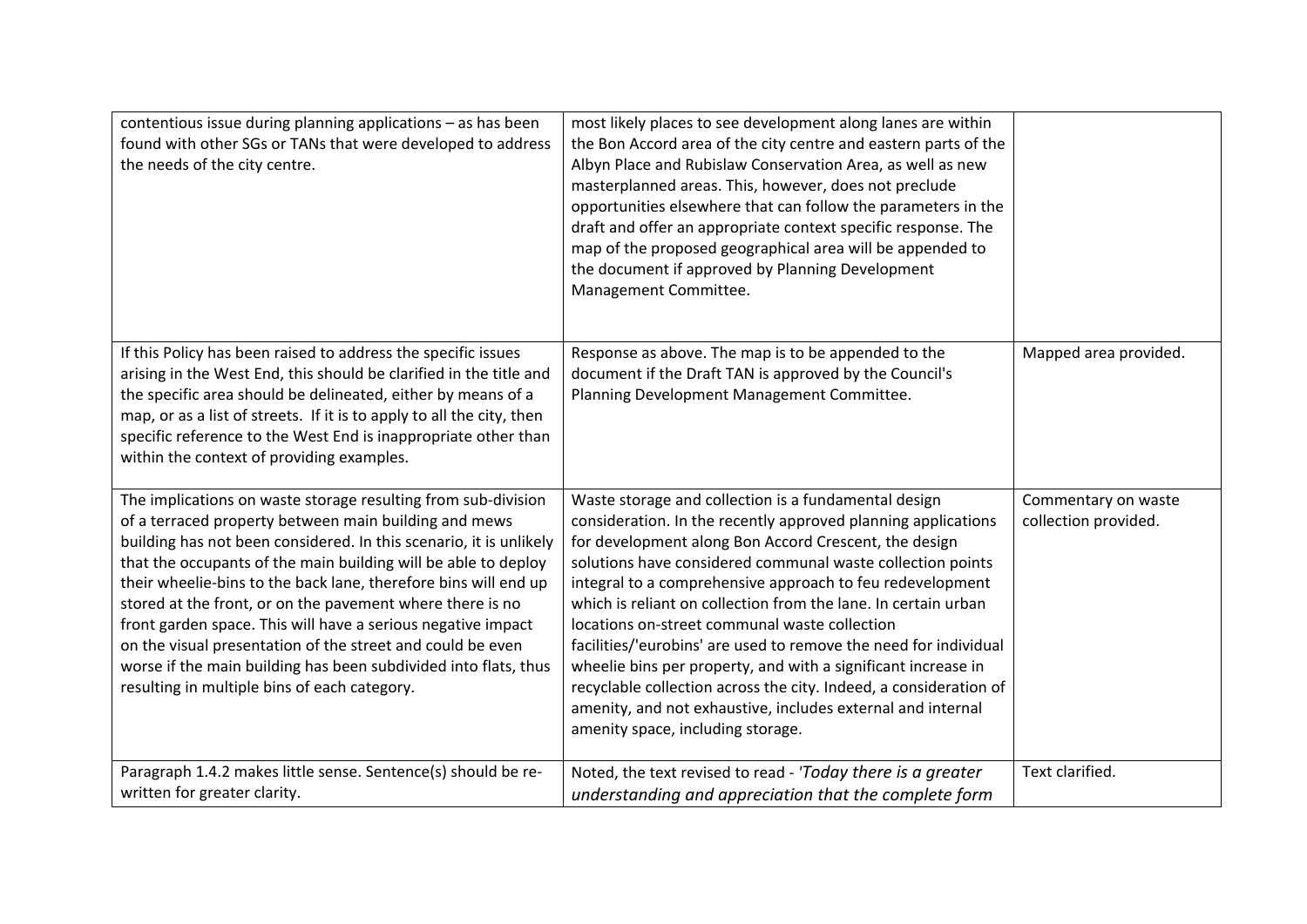| | | |
|---|---|---|
| contentious issue during planning applications – as has been found with other SGs or TANs that were developed to address the needs of the city centre. | most likely places to see development along lanes are within the Bon Accord area of the city centre and eastern parts of the Albyn Place and Rubislaw Conservation Area, as well as new masterplanned areas. This, however, does not preclude opportunities elsewhere that can follow the parameters in the draft and offer an appropriate context specific response. The map of the proposed geographical area will be appended to the document if approved by Planning Development Management Committee. | |
| If this Policy has been raised to address the specific issues arising in the West End, this should be clarified in the title and the specific area should be delineated, either by means of a map, or as a list of streets. If it is to apply to all the city, then specific reference to the West End is inappropriate other than within the context of providing examples. | Response as above. The map is to be appended to the document if the Draft TAN is approved by the Council's Planning Development Management Committee. | Mapped area provided. |
| The implications on waste storage resulting from sub-division of a terraced property between main building and mews building has not been considered. In this scenario, it is unlikely that the occupants of the main building will be able to deploy their wheelie-bins to the back lane, therefore bins will end up stored at the front, or on the pavement where there is no front garden space. This will have a serious negative impact on the visual presentation of the street and could be even worse if the main building has been subdivided into flats, thus resulting in multiple bins of each category. | Waste storage and collection is a fundamental design consideration. In the recently approved planning applications for development along Bon Accord Crescent, the design solutions have considered communal waste collection points integral to a comprehensive approach to feu redevelopment which is reliant on collection from the lane. In certain urban locations on-street communal waste collection facilities/'eurobins' are used to remove the need for individual wheelie bins per property, and with a significant increase in recyclable collection across the city. Indeed, a consideration of amenity, and not exhaustive, includes external and internal amenity space, including storage. | Commentary on waste collection provided. |
| Paragraph 1.4.2 makes little sense. Sentence(s) should be re-written for greater clarity. | Noted, the text revised to read - '*Today there is a greater understanding and appreciation that the complete form* | Text clarified. |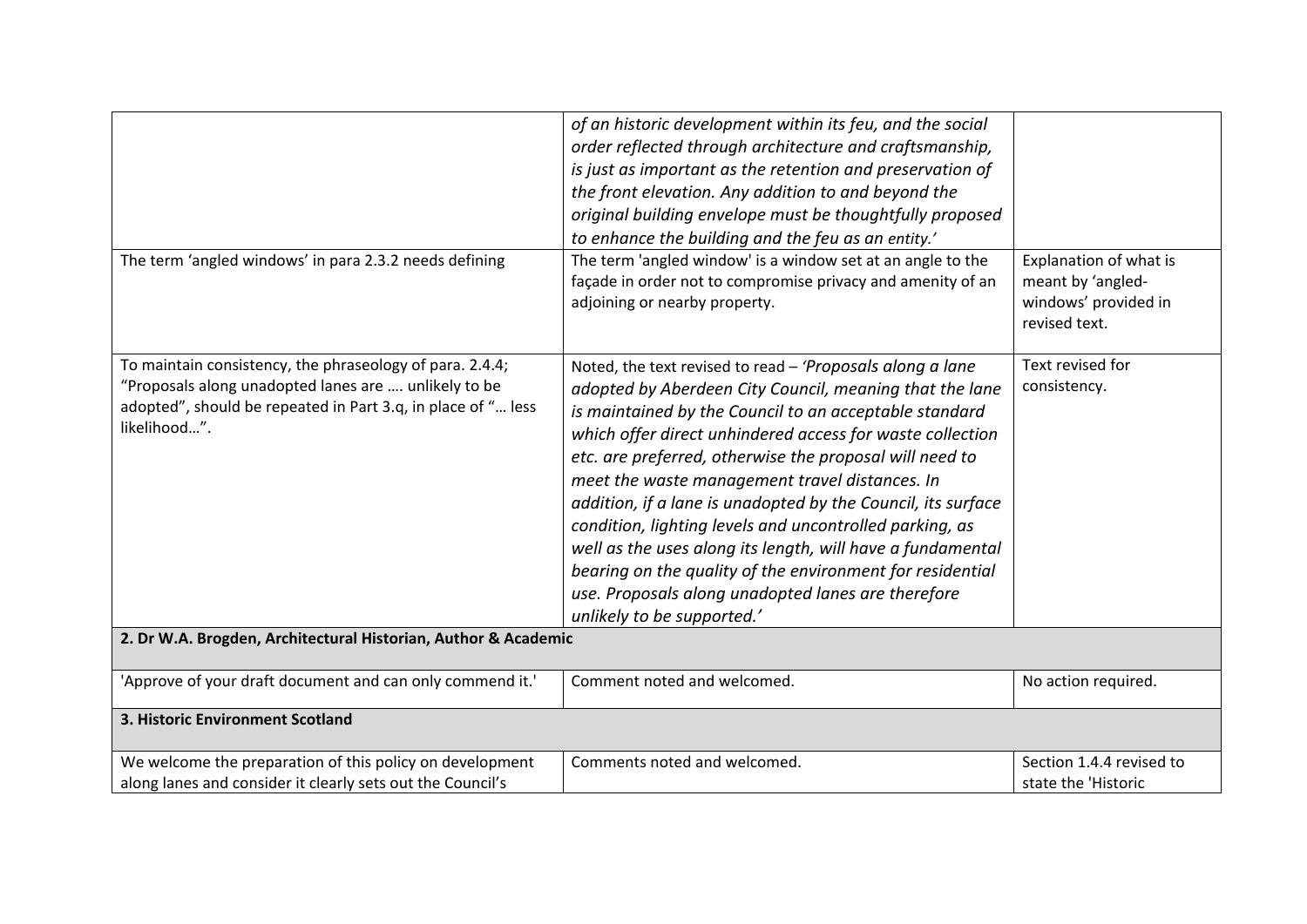| | | |
|---|---|---|
| | *of an historic development within its feu, and the social order reflected through architecture and craftsmanship, is just as important as the retention and preservation of the front elevation. Any addition to and beyond the original building envelope must be thoughtfully proposed to enhance the building and the feu as an entity.'* | |
| The term 'angled windows' in para 2.3.2 needs defining | The term 'angled window' is a window set at an angle to the façade in order not to compromise privacy and amenity of an adjoining or nearby property. | Explanation of what is meant by 'angled-windows' provided in revised text. |
| To maintain consistency, the phraseology of para. 2.4.4; "Proposals along unadopted lanes are …. unlikely to be adopted", should be repeated in Part 3.q, in place of "… less likelihood…". | Noted, the text revised to read – *'Proposals along a lane adopted by Aberdeen City Council, meaning that the lane is maintained by the Council to an acceptable standard which offer direct unhindered access for waste collection etc. are preferred, otherwise the proposal will need to meet the waste management travel distances. In addition, if a lane is unadopted by the Council, its surface condition, lighting levels and uncontrolled parking, as well as the uses along its length, will have a fundamental bearing on the quality of the environment for residential use. Proposals along unadopted lanes are therefore unlikely to be supported.'* | Text revised for consistency. |
| **2. Dr W.A. Brogden, Architectural Historian, Author & Academic** | | |
| 'Approve of your draft document and can only commend it.' | Comment noted and welcomed. | No action required. |
| **3. Historic Environment Scotland** | | |
| We welcome the preparation of this policy on development along lanes and consider it clearly sets out the Council's | Comments noted and welcomed. | Section 1.4.4 revised to state the 'Historic |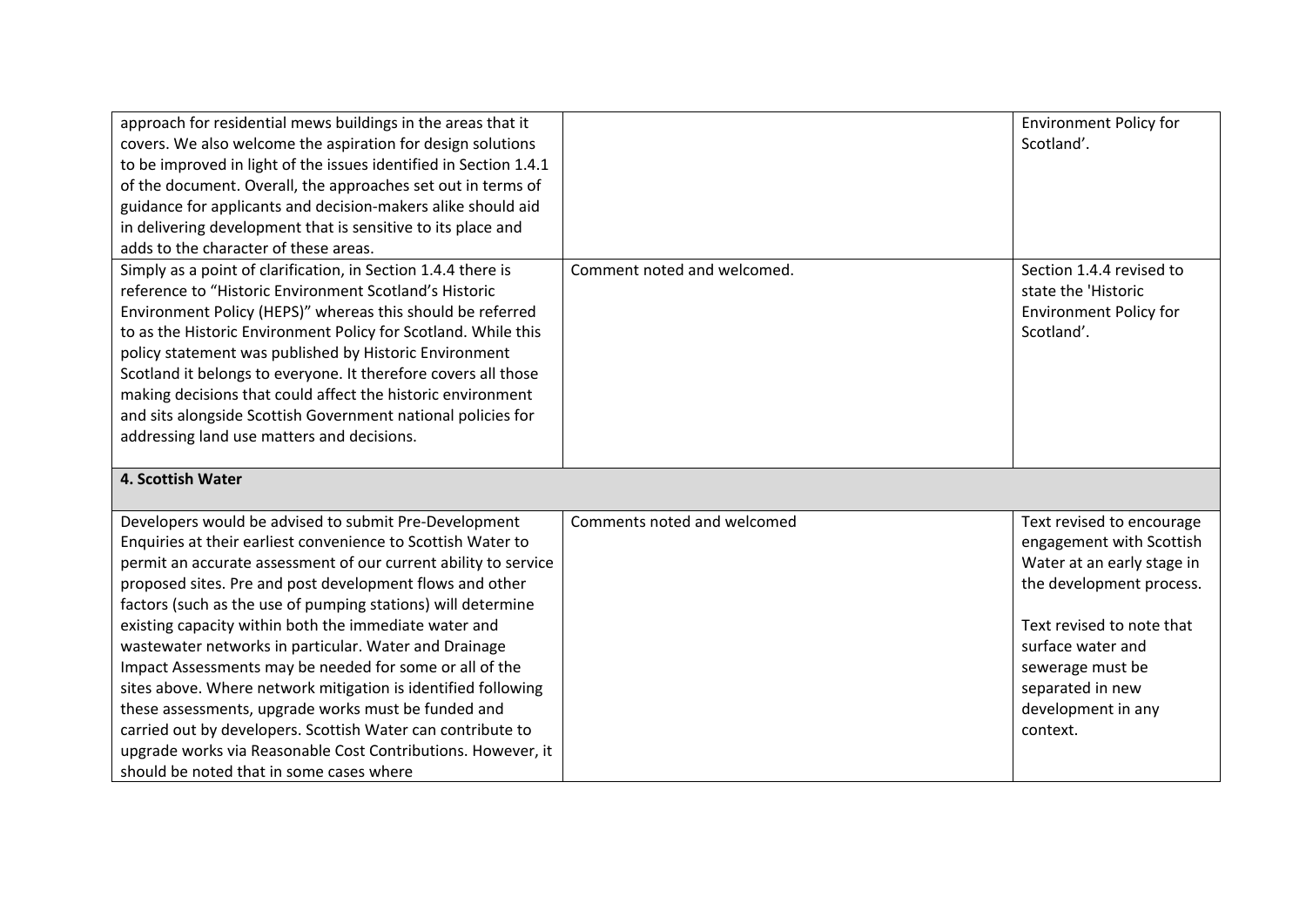| | | |
|---|---|---|
| approach for residential mews buildings in the areas that it covers. We also welcome the aspiration for design solutions to be improved in light of the issues identified in Section 1.4.1 of the document. Overall, the approaches set out in terms of guidance for applicants and decision-makers alike should aid in delivering development that is sensitive to its place and adds to the character of these areas. | | Environment Policy for Scotland'. |
| Simply as a point of clarification, in Section 1.4.4 there is reference to "Historic Environment Scotland's Historic Environment Policy (HEPS)" whereas this should be referred to as the Historic Environment Policy for Scotland. While this policy statement was published by Historic Environment Scotland it belongs to everyone. It therefore covers all those making decisions that could affect the historic environment and sits alongside Scottish Government national policies for addressing land use matters and decisions. | Comment noted and welcomed. | Section 1.4.4 revised to state the 'Historic Environment Policy for Scotland'. |
| **4. Scottish Water** | | |
| Developers would be advised to submit Pre-Development Enquiries at their earliest convenience to Scottish Water to permit an accurate assessment of our current ability to service proposed sites. Pre and post development flows and other factors (such as the use of pumping stations) will determine existing capacity within both the immediate water and wastewater networks in particular. Water and Drainage Impact Assessments may be needed for some or all of the sites above. Where network mitigation is identified following these assessments, upgrade works must be funded and carried out by developers. Scottish Water can contribute to upgrade works via Reasonable Cost Contributions. However, it should be noted that in some cases where | Comments noted and welcomed | Text revised to encourage engagement with Scottish Water at an early stage in the development process.<br><br>Text revised to note that surface water and sewerage must be separated in new development in any context. |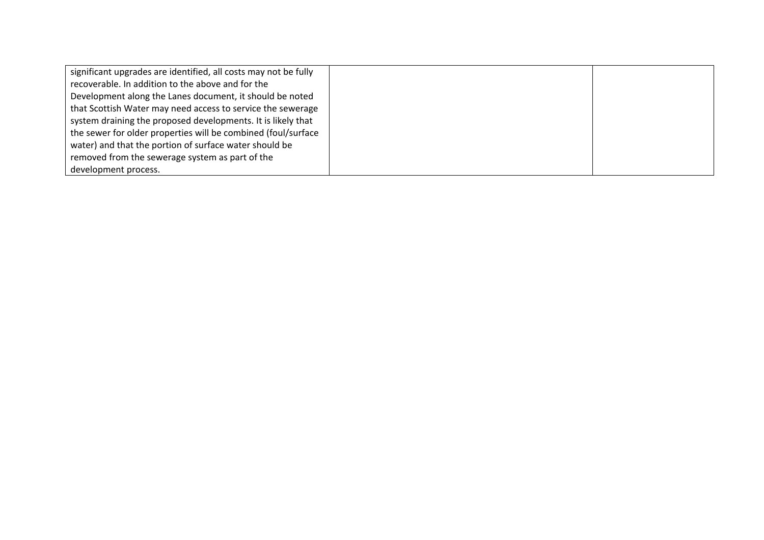| | | |
|---|---|---|
| significant upgrades are identified, all costs may not be fully recoverable. In addition to the above and for the Development along the Lanes document, it should be noted that Scottish Water may need access to service the sewerage system draining the proposed developments. It is likely that the sewer for older properties will be combined (foul/surface water) and that the portion of surface water should be removed from the sewerage system as part of the development process. | | |